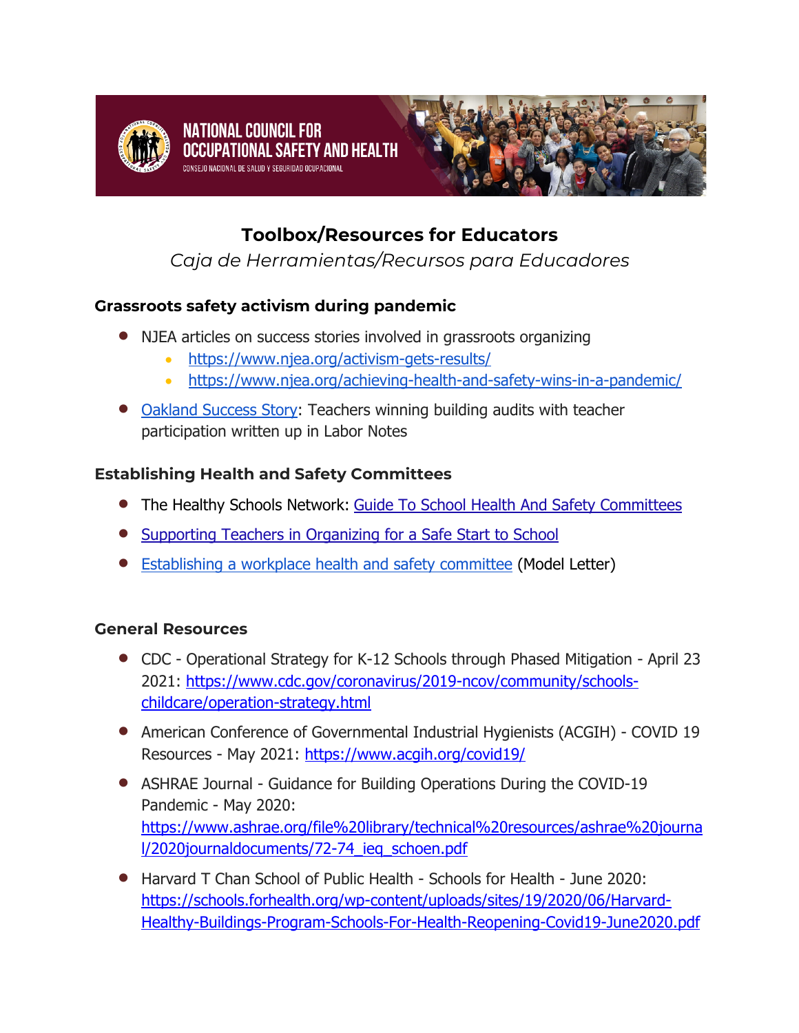NATIONAL COUNCIL FOR OCCUPATIONAL SAFETY AND HEALTH

CONSEJO NACIONAL DE SALUD Y SEGURIDAD OCUPACIONAL

# Toolbox/Resources for Educators

*Caja de Herramientas/Recursos para Educadores*

### Grassroots safety activism during pandemic

- NJEA articles on success stories involved in grassroots organizing
  - https://www.njea.org/activism-gets-results/
  - https://www.njea.org/achieving-health-and-safety-wins-in-a-pandemic/
- Oakland Success Story: Teachers winning building audits with teacher participation written up in Labor Notes

### Establishing Health and Safety Committees

- The Healthy Schools Network: Guide To School Health And Safety Committees
- Supporting Teachers in Organizing for a Safe Start to School
- Establishing a workplace health and safety committee (Model Letter)

### General Resources

- CDC - Operational Strategy for K-12 Schools through Phased Mitigation - April 23 2021: https://www.cdc.gov/coronavirus/2019-ncov/community/schools-childcare/operation-strategy.html
- American Conference of Governmental Industrial Hygienists (ACGIH) - COVID 19 Resources - May 2021: https://www.acgih.org/covid19/
- ASHRAE Journal - Guidance for Building Operations During the COVID-19 Pandemic - May 2020: https://www.ashrae.org/file%20library/technical%20resources/ashrae%20journal/2020journaldocuments/72-74_ieq_schoen.pdf
- Harvard T Chan School of Public Health - Schools for Health - June 2020: https://schools.forhealth.org/wp-content/uploads/sites/19/2020/06/Harvard-Healthy-Buildings-Program-Schools-For-Health-Reopening-Covid19-June2020.pdf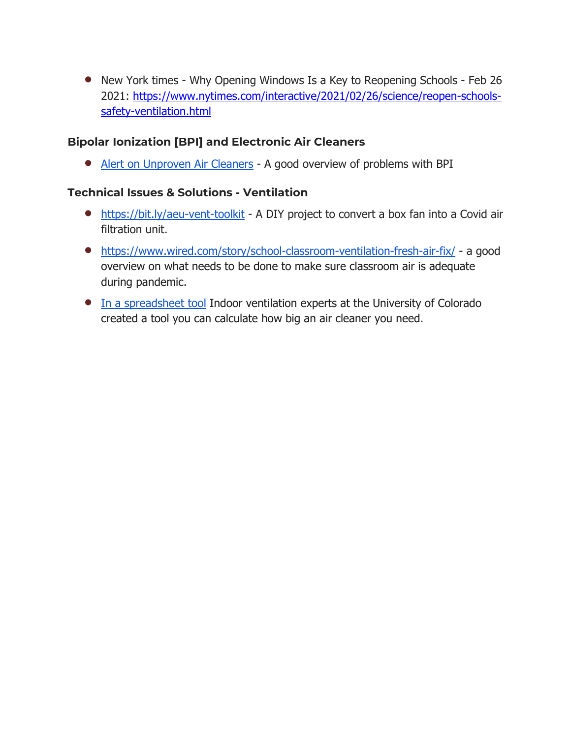- New York times - Why Opening Windows Is a Key to Reopening Schools - Feb 26 2021: https://www.nytimes.com/interactive/2021/02/26/science/reopen-schools-safety-ventilation.html

### Bipolar Ionization [BPI] and Electronic Air Cleaners

- Alert on Unproven Air Cleaners - A good overview of problems with BPI

### Technical Issues & Solutions - Ventilation

- https://bit.ly/aeu-vent-toolkit - A DIY project to convert a box fan into a Covid air filtration unit.
- https://www.wired.com/story/school-classroom-ventilation-fresh-air-fix/ - a good overview on what needs to be done to make sure classroom air is adequate during pandemic.
- In a spreadsheet tool Indoor ventilation experts at the University of Colorado created a tool you can calculate how big an air cleaner you need.